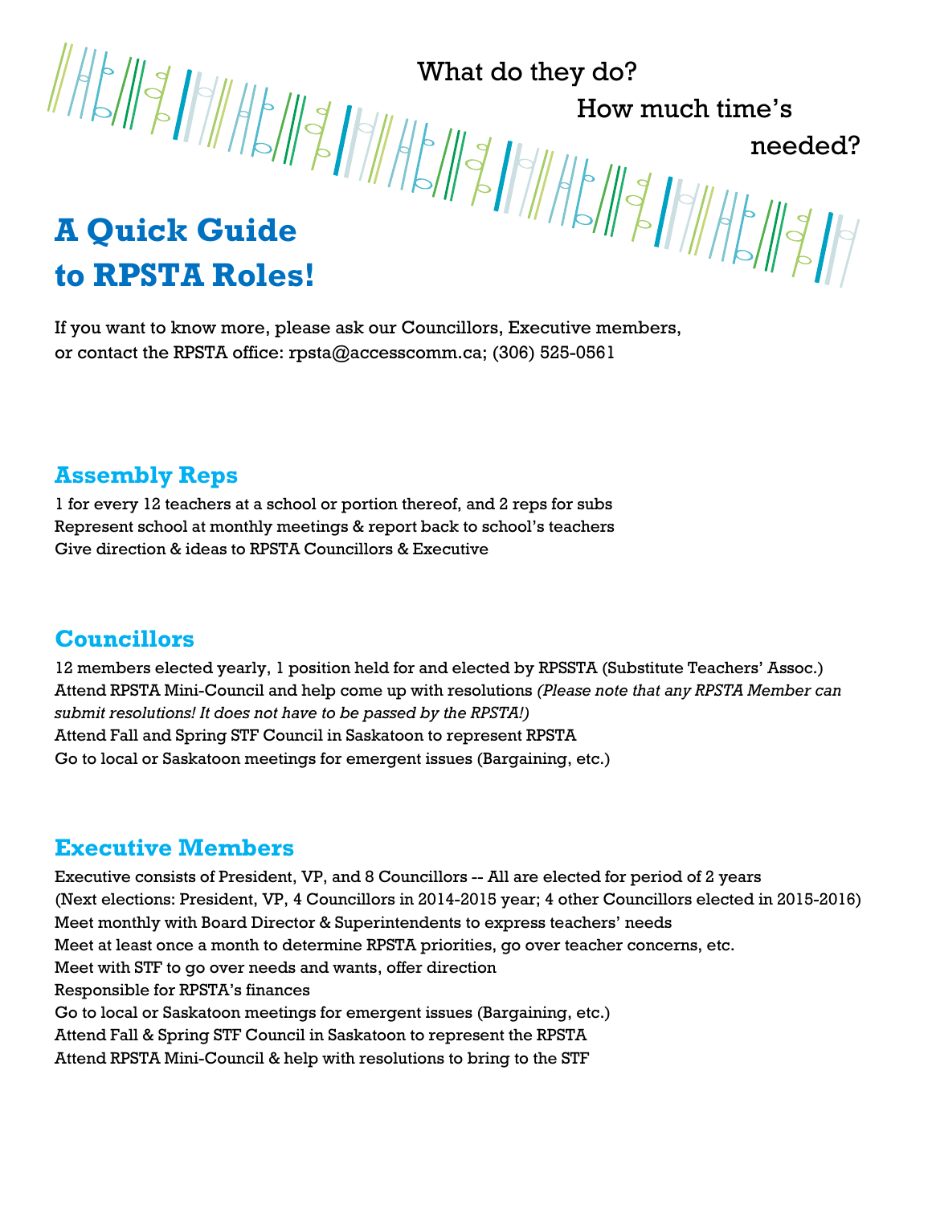What do they do?

How much time's needed?

# A Quick Guide to RPSTA Roles!

If you want to know more, please ask our Councillors, Executive members, or contact the RPSTA office: rpsta@accesscomm.ca; (306) 525-0561

## Assembly Reps

1 for every 12 teachers at a school or portion thereof, and 2 reps for subs
Represent school at monthly meetings & report back to school's teachers
Give direction & ideas to RPSTA Councillors & Executive

## Councillors

12 members elected yearly, 1 position held for and elected by RPSSTA (Substitute Teachers' Assoc.)
Attend RPSTA Mini-Council and help come up with resolutions *(Please note that any RPSTA Member can submit resolutions! It does not have to be passed by the RPSTA!)*
Attend Fall and Spring STF Council in Saskatoon to represent RPSTA
Go to local or Saskatoon meetings for emergent issues (Bargaining, etc.)

## Executive Members

Executive consists of President, VP, and 8 Councillors -- All are elected for period of 2 years
(Next elections: President, VP, 4 Councillors in 2014-2015 year; 4 other Councillors elected in 2015-2016)
Meet monthly with Board Director & Superintendents to express teachers' needs
Meet at least once a month to determine RPSTA priorities, go over teacher concerns, etc.
Meet with STF to go over needs and wants, offer direction
Responsible for RPSTA's finances
Go to local or Saskatoon meetings for emergent issues (Bargaining, etc.)
Attend Fall & Spring STF Council in Saskatoon to represent the RPSTA
Attend RPSTA Mini-Council & help with resolutions to bring to the STF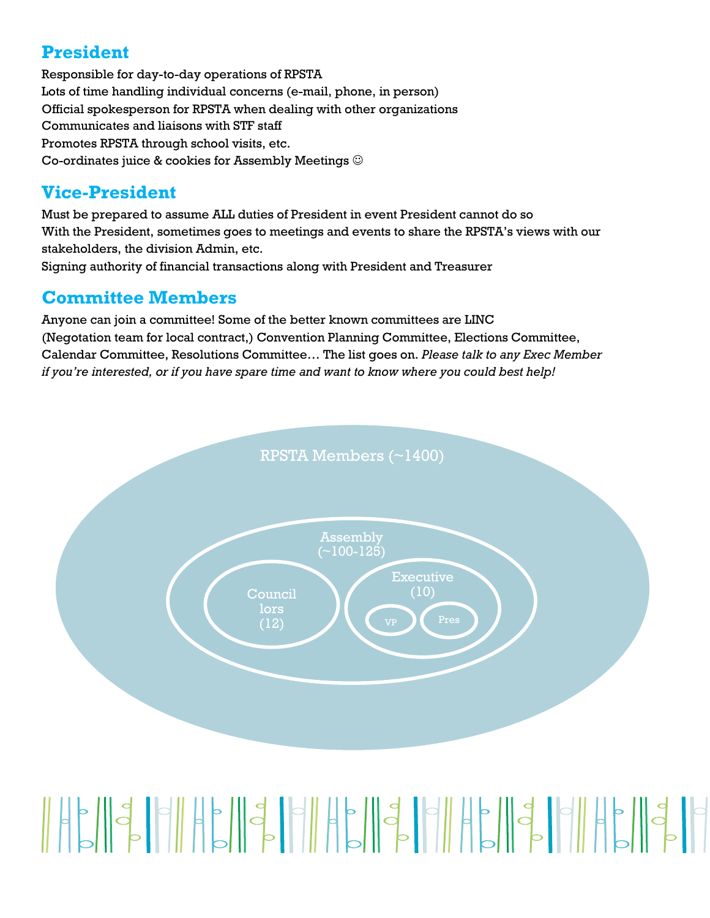## President

Responsible for day-to-day operations of RPSTA
Lots of time handling individual concerns (e-mail, phone, in person)
Official spokesperson for RPSTA when dealing with other organizations
Communicates and liaisons with STF staff
Promotes RPSTA through school visits, etc.
Co-ordinates juice & cookies for Assembly Meetings ☺

## Vice-President

Must be prepared to assume ALL duties of President in event President cannot do so
With the President, sometimes goes to meetings and events to share the RPSTA's views with our stakeholders, the division Admin, etc.
Signing authority of financial transactions along with President and Treasurer

## Committee Members

Anyone can join a committee! Some of the better known committees are LINC (Negotation team for local contract,) Convention Planning Committee, Elections Committee, Calendar Committee, Resolutions Committee… The list goes on. *Please talk to any Exec Member if you're interested, or if you have spare time and want to know where you could best help!*

RPSTA Members (~1400)

Assembly (~100-125)

Council lors (12)

Executive (10)

VP

Pres